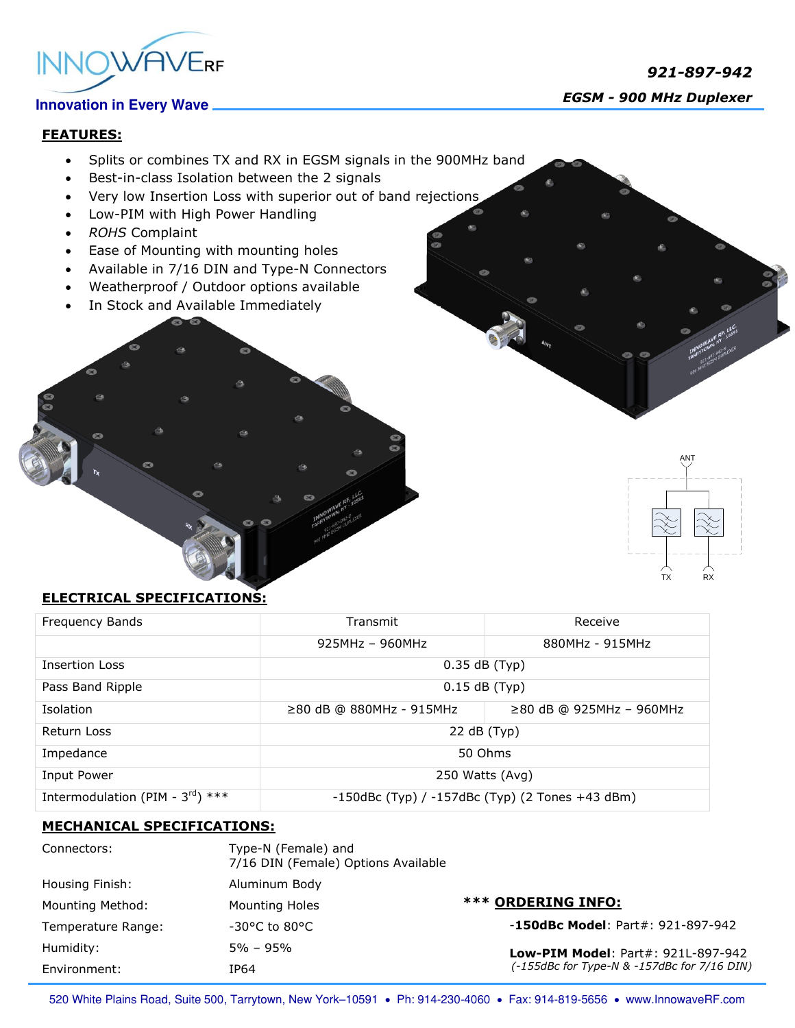# 921-897-942

## EGSM - 900 MHz Duplexer

Innovation in Every Wave

## FEATURES:

- Splits or combines TX and RX in EGSM signals in the 900MHz band
- Best-in-class Isolation between the 2 signals
- Very low Insertion Loss with superior out of band rejections
- Low-PIM with High Power Handling
- *ROHS* Complaint
- Ease of Mounting with mounting holes
- Available in 7/16 DIN and Type-N Connectors
- Weatherproof / Outdoor options available
- In Stock and Available Immediately

## ELECTRICAL SPECIFICATIONS:

| Frequency Bands | Transmit | Receive |
|---|---|---|
| | 925MHz – 960MHz | 880MHz - 915MHz |
| Insertion Loss | 0.35 dB (Typ) | |
| Pass Band Ripple | 0.15 dB (Typ) | |
| Isolation | ≥80 dB @ 880MHz - 915MHz | ≥80 dB @ 925MHz – 960MHz |
| Return Loss | 22 dB (Typ) | |
| Impedance | 50 Ohms | |
| Input Power | 250 Watts (Avg) | |
| Intermodulation (PIM - 3rd) *** | -150dBc (Typ) / -157dBc (Typ) (2 Tones +43 dBm) | |

## MECHANICAL SPECIFICATIONS:

| | |
|---|---|
| Connectors: | Type-N (Female) and 7/16 DIN (Female) Options Available |
| Housing Finish: | Aluminum Body |
| Mounting Method: | Mounting Holes |
| Temperature Range: | -30°C to 80°C |
| Humidity: | 5% – 95% |
| Environment: | IP64 |

### *** ORDERING INFO:

**-150dBc Model**: Part#: 921-897-942

**Low-PIM Model**: Part#: 921L-897-942
*(-155dBc for Type-N & -157dBc for 7/16 DIN)*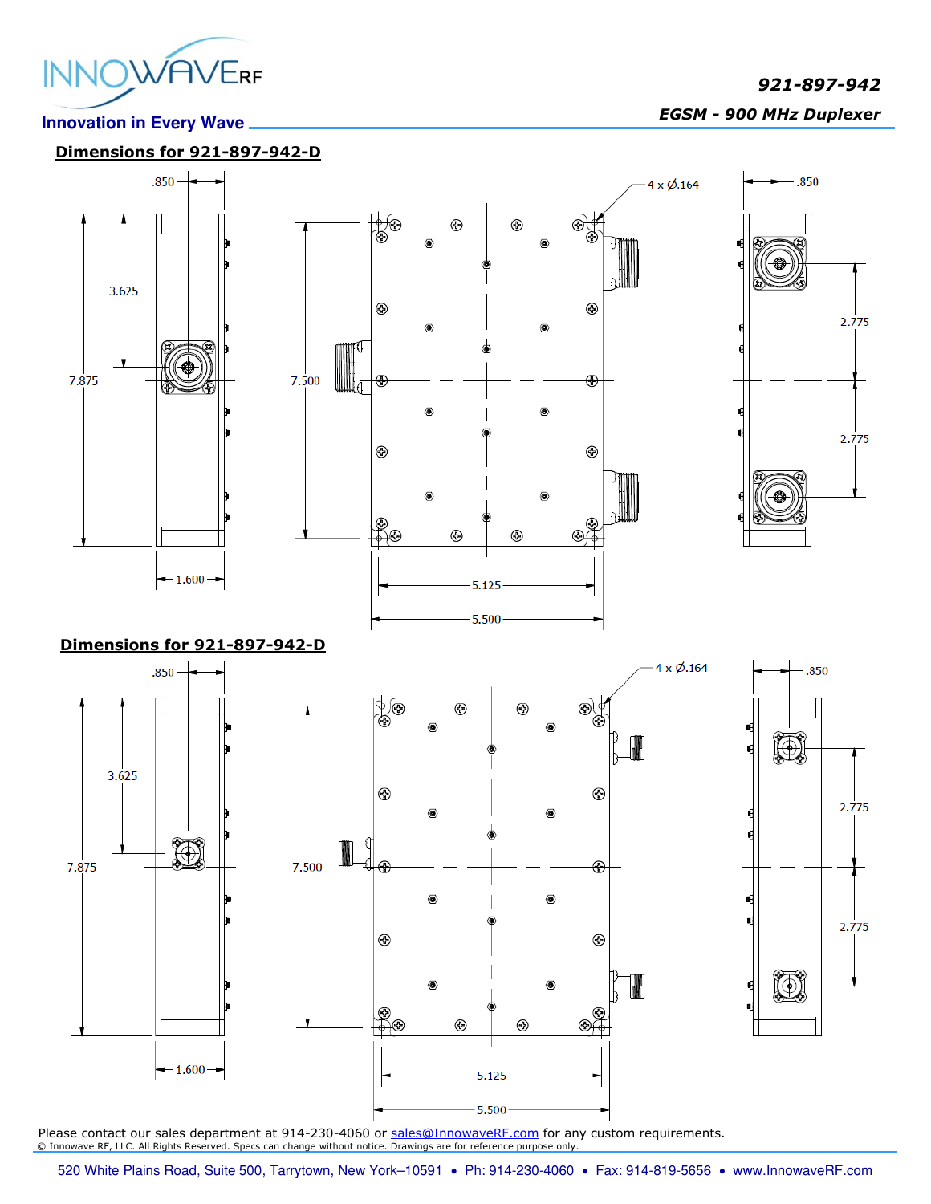## Dimensions for 921-897-942-D

.850

3.625

7.875

1.600

7.500

4 x Ø.164

5.125

5.500

.850

2.775

2.775

## Dimensions for 921-897-942-D

.850

3.625

7.875

1.600

7.500

4 x Ø.164

5.125

5.500

.850

2.775

2.775

Please contact our sales department at 914-230-4060 or sales@InnowaveRF.com for any custom requirements.

© Innowave RF, LLC. All Rights Reserved. Specs can change without notice. Drawings are for reference purpose only.